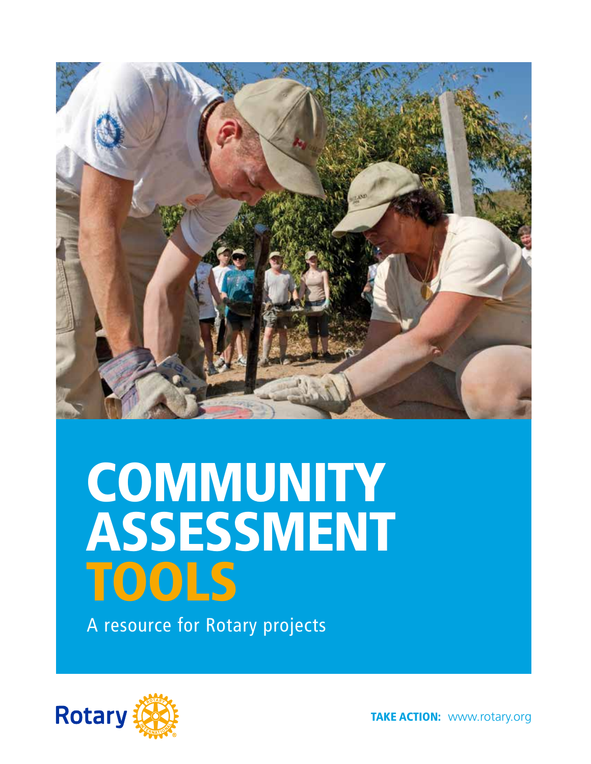# COMMUNITY ASSESSMENT TOOLS

A resource for Rotary projects

Rotary

**TAKE ACTION:** www.rotary.org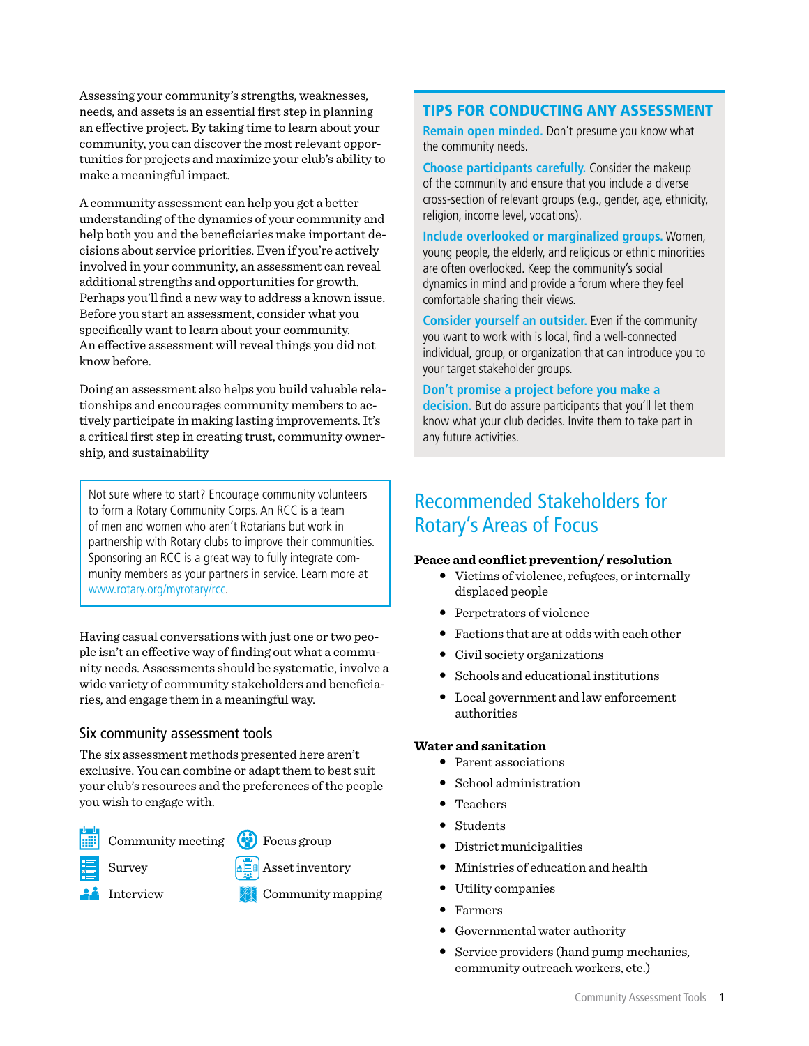Assessing your community's strengths, weaknesses, needs, and assets is an essential first step in planning an effective project. By taking time to learn about your community, you can discover the most relevant opportunities for projects and maximize your club's ability to make a meaningful impact.

A community assessment can help you get a better understanding of the dynamics of your community and help both you and the beneficiaries make important decisions about service priorities. Even if you're actively involved in your community, an assessment can reveal additional strengths and opportunities for growth. Perhaps you'll find a new way to address a known issue. Before you start an assessment, consider what you specifically want to learn about your community. An effective assessment will reveal things you did not know before.

Doing an assessment also helps you build valuable relationships and encourages community members to actively participate in making lasting improvements. It's a critical first step in creating trust, community ownership, and sustainability

> Not sure where to start? Encourage community volunteers to form a Rotary Community Corps. An RCC is a team of men and women who aren't Rotarians but work in partnership with Rotary clubs to improve their communities. Sponsoring an RCC is a great way to fully integrate community members as your partners in service. Learn more at www.rotary.org/myrotary/rcc.

Having casual conversations with just one or two people isn't an effective way of finding out what a community needs. Assessments should be systematic, involve a wide variety of community stakeholders and beneficiaries, and engage them in a meaningful way.

### Six community assessment tools

The six assessment methods presented here aren't exclusive. You can combine or adapt them to best suit your club's resources and the preferences of the people you wish to engage with.

- Community meeting
- Survey
- Interview
- Focus group
- Asset inventory
- Community mapping

## TIPS FOR CONDUCTING ANY ASSESSMENT

**Remain open minded.** Don't presume you know what the community needs.

**Choose participants carefully.** Consider the makeup of the community and ensure that you include a diverse cross-section of relevant groups (e.g., gender, age, ethnicity, religion, income level, vocations).

**Include overlooked or marginalized groups.** Women, young people, the elderly, and religious or ethnic minorities are often overlooked. Keep the community's social dynamics in mind and provide a forum where they feel comfortable sharing their views.

**Consider yourself an outsider.** Even if the community you want to work with is local, find a well-connected individual, group, or organization that can introduce you to your target stakeholder groups.

**Don't promise a project before you make a decision.** But do assure participants that you'll let them know what your club decides. Invite them to take part in any future activities.

## Recommended Stakeholders for Rotary's Areas of Focus

**Peace and conflict prevention/ resolution**

- Victims of violence, refugees, or internally displaced people
- Perpetrators of violence
- Factions that are at odds with each other
- Civil society organizations
- Schools and educational institutions
- Local government and law enforcement authorities

**Water and sanitation**

- Parent associations
- School administration
- Teachers
- Students
- District municipalities
- Ministries of education and health
- Utility companies
- Farmers
- Governmental water authority
- Service providers (hand pump mechanics, community outreach workers, etc.)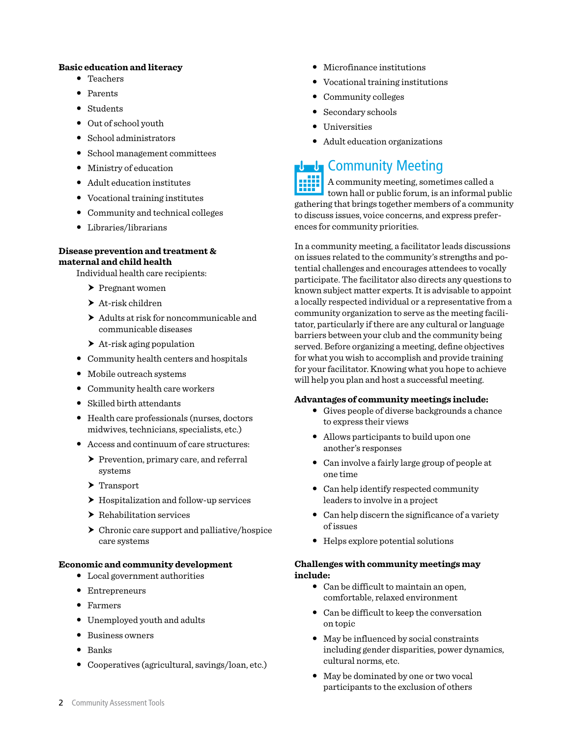**Basic education and literacy**

- Teachers
- Parents
- Students
- Out of school youth
- School administrators
- School management committees
- Ministry of education
- Adult education institutes
- Vocational training institutes
- Community and technical colleges
- Libraries/librarians

**Disease prevention and treatment & maternal and child health**

Individual health care recipients:

- Pregnant women
- At-risk children
- Adults at risk for noncommunicable and communicable diseases
- At-risk aging population

- Community health centers and hospitals
- Mobile outreach systems
- Community health care workers
- Skilled birth attendants
- Health care professionals (nurses, doctors midwives, technicians, specialists, etc.)
- Access and continuum of care structures:
  - Prevention, primary care, and referral systems
  - Transport
  - Hospitalization and follow-up services
  - Rehabilitation services
  - Chronic care support and palliative/hospice care systems

**Economic and community development**

- Local government authorities
- Entrepreneurs
- Farmers
- Unemployed youth and adults
- Business owners
- Banks
- Cooperatives (agricultural, savings/loan, etc.)
- Microfinance institutions
- Vocational training institutions
- Community colleges
- Secondary schools
- Universities
- Adult education organizations

## Community Meeting

A community meeting, sometimes called a town hall or public forum, is an informal public gathering that brings together members of a community to discuss issues, voice concerns, and express preferences for community priorities.

In a community meeting, a facilitator leads discussions on issues related to the community's strengths and potential challenges and encourages attendees to vocally participate. The facilitator also directs any questions to known subject matter experts. It is advisable to appoint a locally respected individual or a representative from a community organization to serve as the meeting facilitator, particularly if there are any cultural or language barriers between your club and the community being served. Before organizing a meeting, define objectives for what you wish to accomplish and provide training for your facilitator. Knowing what you hope to achieve will help you plan and host a successful meeting.

**Advantages of community meetings include:**

- Gives people of diverse backgrounds a chance to express their views
- Allows participants to build upon one another's responses
- Can involve a fairly large group of people at one time
- Can help identify respected community leaders to involve in a project
- Can help discern the significance of a variety of issues
- Helps explore potential solutions

**Challenges with community meetings may include:**

- Can be difficult to maintain an open, comfortable, relaxed environment
- Can be difficult to keep the conversation on topic
- May be influenced by social constraints including gender disparities, power dynamics, cultural norms, etc.
- May be dominated by one or two vocal participants to the exclusion of others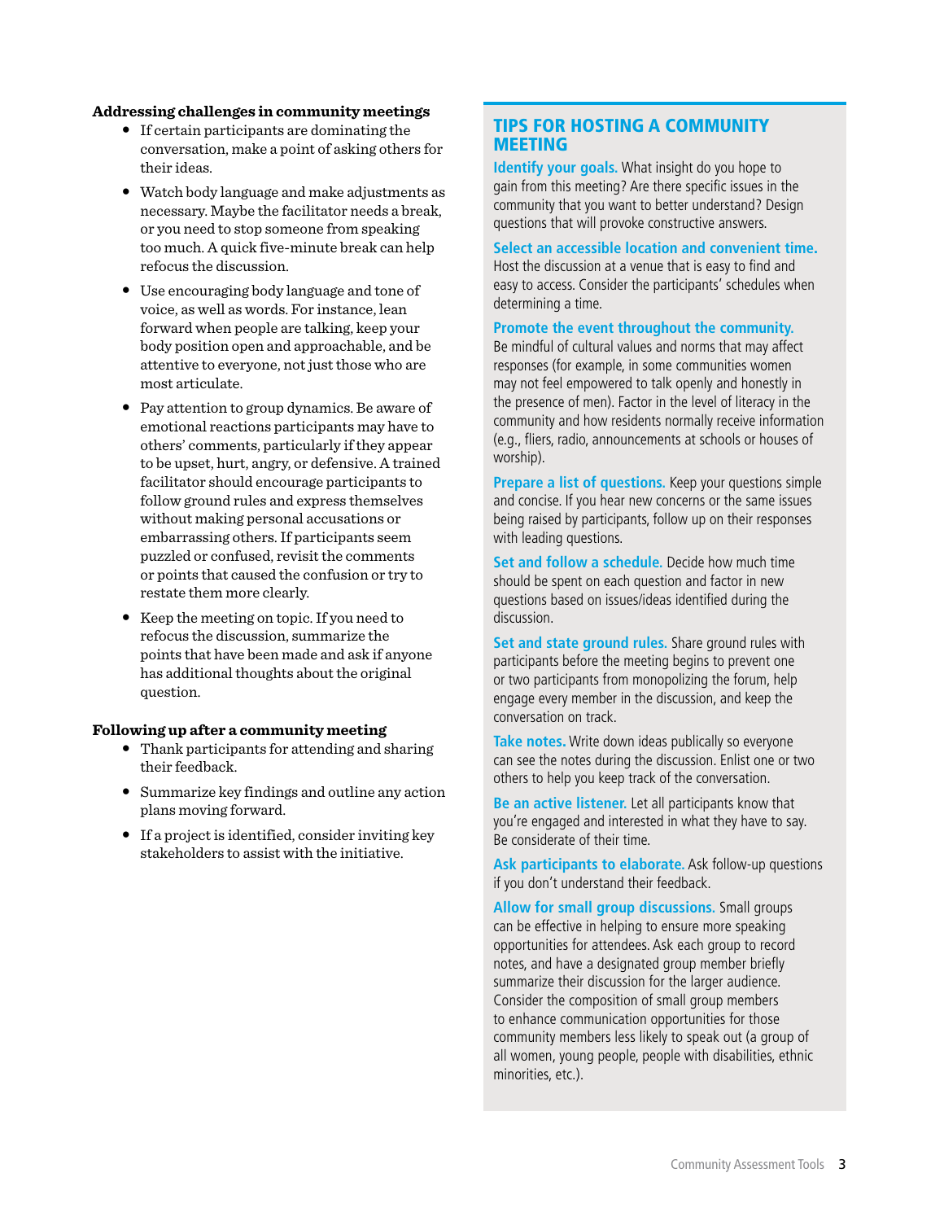**Addressing challenges in community meetings**

- If certain participants are dominating the conversation, make a point of asking others for their ideas.
- Watch body language and make adjustments as necessary. Maybe the facilitator needs a break, or you need to stop someone from speaking too much. A quick five-minute break can help refocus the discussion.
- Use encouraging body language and tone of voice, as well as words. For instance, lean forward when people are talking, keep your body position open and approachable, and be attentive to everyone, not just those who are most articulate.
- Pay attention to group dynamics. Be aware of emotional reactions participants may have to others' comments, particularly if they appear to be upset, hurt, angry, or defensive. A trained facilitator should encourage participants to follow ground rules and express themselves without making personal accusations or embarrassing others. If participants seem puzzled or confused, revisit the comments or points that caused the confusion or try to restate them more clearly.
- Keep the meeting on topic. If you need to refocus the discussion, summarize the points that have been made and ask if anyone has additional thoughts about the original question.

**Following up after a community meeting**

- Thank participants for attending and sharing their feedback.
- Summarize key findings and outline any action plans moving forward.
- If a project is identified, consider inviting key stakeholders to assist with the initiative.

## TIPS FOR HOSTING A COMMUNITY MEETING

**Identify your goals.** What insight do you hope to gain from this meeting? Are there specific issues in the community that you want to better understand? Design questions that will provoke constructive answers.

**Select an accessible location and convenient time.** Host the discussion at a venue that is easy to find and easy to access. Consider the participants' schedules when determining a time.

**Promote the event throughout the community.** Be mindful of cultural values and norms that may affect responses (for example, in some communities women may not feel empowered to talk openly and honestly in the presence of men). Factor in the level of literacy in the community and how residents normally receive information (e.g., fliers, radio, announcements at schools or houses of worship).

**Prepare a list of questions.** Keep your questions simple and concise. If you hear new concerns or the same issues being raised by participants, follow up on their responses with leading questions.

**Set and follow a schedule.** Decide how much time should be spent on each question and factor in new questions based on issues/ideas identified during the discussion.

**Set and state ground rules.** Share ground rules with participants before the meeting begins to prevent one or two participants from monopolizing the forum, help engage every member in the discussion, and keep the conversation on track.

**Take notes.** Write down ideas publically so everyone can see the notes during the discussion. Enlist one or two others to help you keep track of the conversation.

**Be an active listener.** Let all participants know that you're engaged and interested in what they have to say. Be considerate of their time.

**Ask participants to elaborate.** Ask follow-up questions if you don't understand their feedback.

**Allow for small group discussions.** Small groups can be effective in helping to ensure more speaking opportunities for attendees. Ask each group to record notes, and have a designated group member briefly summarize their discussion for the larger audience. Consider the composition of small group members to enhance communication opportunities for those community members less likely to speak out (a group of all women, young people, people with disabilities, ethnic minorities, etc.).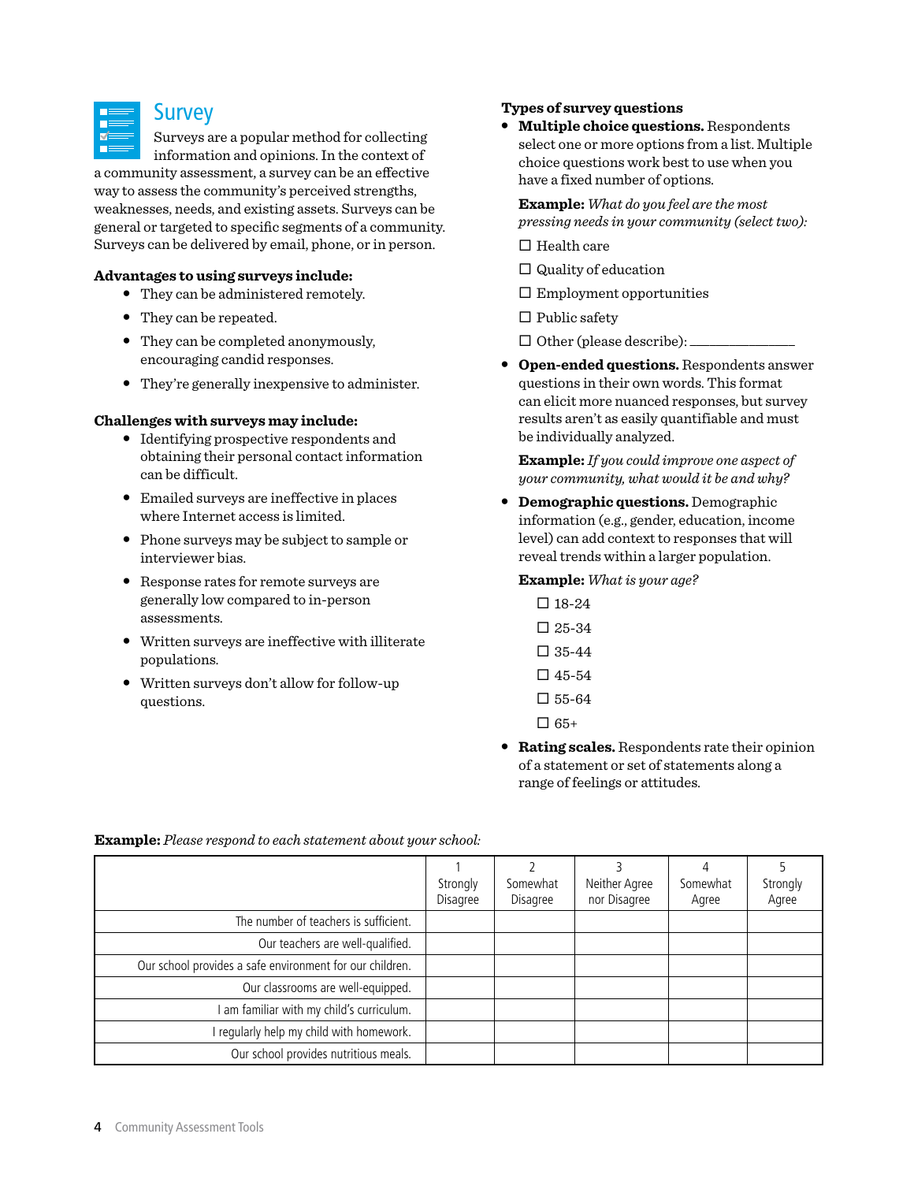# Survey

Surveys are a popular method for collecting information and opinions. In the context of a community assessment, a survey can be an effective way to assess the community's perceived strengths, weaknesses, needs, and existing assets. Surveys can be general or targeted to specific segments of a community. Surveys can be delivered by email, phone, or in person.

**Advantages to using surveys include:**

- They can be administered remotely.
- They can be repeated.
- They can be completed anonymously, encouraging candid responses.
- They're generally inexpensive to administer.

**Challenges with surveys may include:**

- Identifying prospective respondents and obtaining their personal contact information can be difficult.
- Emailed surveys are ineffective in places where Internet access is limited.
- Phone surveys may be subject to sample or interviewer bias.
- Response rates for remote surveys are generally low compared to in-person assessments.
- Written surveys are ineffective with illiterate populations.
- Written surveys don't allow for follow-up questions.

**Types of survey questions**

- **Multiple choice questions.** Respondents select one or more options from a list. Multiple choice questions work best to use when you have a fixed number of options.

  **Example:** *What do you feel are the most pressing needs in your community (select two):*

  ☐ Health care

  ☐ Quality of education

  ☐ Employment opportunities

  ☐ Public safety

  ☐ Other (please describe): _______________

- **Open-ended questions.** Respondents answer questions in their own words. This format can elicit more nuanced responses, but survey results aren't as easily quantifiable and must be individually analyzed.

  **Example:** *If you could improve one aspect of your community, what would it be and why?*

- **Demographic questions.** Demographic information (e.g., gender, education, income level) can add context to responses that will reveal trends within a larger population.

  **Example:** *What is your age?*

  ☐ 18-24

  ☐ 25-34

  ☐ 35-44

  ☐ 45-54

  ☐ 55-64

  ☐ 65+

- **Rating scales.** Respondents rate their opinion of a statement or set of statements along a range of feelings or attitudes.

**Example:** *Please respond to each statement about your school:*

| | 1 Strongly Disagree | 2 Somewhat Disagree | 3 Neither Agree nor Disagree | 4 Somewhat Agree | 5 Strongly Agree |
|---|---|---|---|---|---|
| The number of teachers is sufficient. | | | | | |
| Our teachers are well-qualified. | | | | | |
| Our school provides a safe environment for our children. | | | | | |
| Our classrooms are well-equipped. | | | | | |
| I am familiar with my child's curriculum. | | | | | |
| I regularly help my child with homework. | | | | | |
| Our school provides nutritious meals. | | | | | |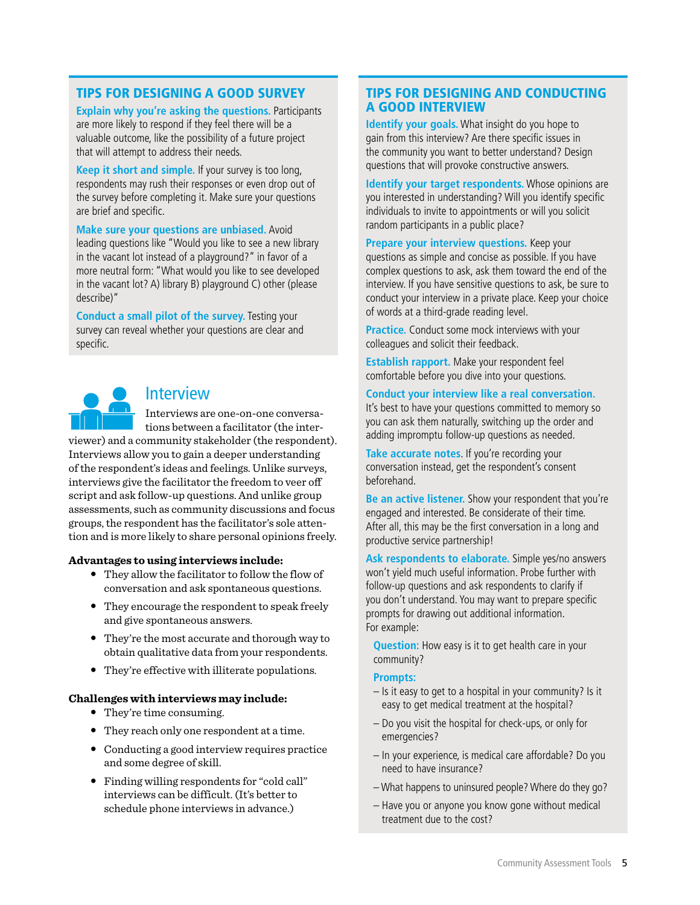## TIPS FOR DESIGNING A GOOD SURVEY

**Explain why you're asking the questions.** Participants are more likely to respond if they feel there will be a valuable outcome, like the possibility of a future project that will attempt to address their needs.

**Keep it short and simple.** If your survey is too long, respondents may rush their responses or even drop out of the survey before completing it. Make sure your questions are brief and specific.

**Make sure your questions are unbiased.** Avoid leading questions like "Would you like to see a new library in the vacant lot instead of a playground?" in favor of a more neutral form: "What would you like to see developed in the vacant lot? A) library B) playground C) other (please describe)"

**Conduct a small pilot of the survey.** Testing your survey can reveal whether your questions are clear and specific.

## Interview

Interviews are one-on-one conversations between a facilitator (the interviewer) and a community stakeholder (the respondent). Interviews allow you to gain a deeper understanding of the respondent's ideas and feelings. Unlike surveys, interviews give the facilitator the freedom to veer off script and ask follow-up questions. And unlike group assessments, such as community discussions and focus groups, the respondent has the facilitator's sole attention and is more likely to share personal opinions freely.

**Advantages to using interviews include:**

- They allow the facilitator to follow the flow of conversation and ask spontaneous questions.
- They encourage the respondent to speak freely and give spontaneous answers.
- They're the most accurate and thorough way to obtain qualitative data from your respondents.
- They're effective with illiterate populations.

**Challenges with interviews may include:**

- They're time consuming.
- They reach only one respondent at a time.
- Conducting a good interview requires practice and some degree of skill.
- Finding willing respondents for "cold call" interviews can be difficult. (It's better to schedule phone interviews in advance.)

## TIPS FOR DESIGNING AND CONDUCTING A GOOD INTERVIEW

**Identify your goals.** What insight do you hope to gain from this interview? Are there specific issues in the community you want to better understand? Design questions that will provoke constructive answers.

**Identify your target respondents.** Whose opinions are you interested in understanding? Will you identify specific individuals to invite to appointments or will you solicit random participants in a public place?

**Prepare your interview questions.** Keep your questions as simple and concise as possible. If you have complex questions to ask, ask them toward the end of the interview. If you have sensitive questions to ask, be sure to conduct your interview in a private place. Keep your choice of words at a third-grade reading level.

**Practice.** Conduct some mock interviews with your colleagues and solicit their feedback.

**Establish rapport.** Make your respondent feel comfortable before you dive into your questions.

**Conduct your interview like a real conversation.** It's best to have your questions committed to memory so you can ask them naturally, switching up the order and adding impromptu follow-up questions as needed.

**Take accurate notes**. If you're recording your conversation instead, get the respondent's consent beforehand.

**Be an active listener.** Show your respondent that you're engaged and interested. Be considerate of their time. After all, this may be the first conversation in a long and productive service partnership!

**Ask respondents to elaborate.** Simple yes/no answers won't yield much useful information. Probe further with follow-up questions and ask respondents to clarify if you don't understand. You may want to prepare specific prompts for drawing out additional information. For example:

**Question:** How easy is it to get health care in your community?

**Prompts:**

- Is it easy to get to a hospital in your community? Is it easy to get medical treatment at the hospital?
- Do you visit the hospital for check-ups, or only for emergencies?
- In your experience, is medical care affordable? Do you need to have insurance?
- What happens to uninsured people? Where do they go?
- Have you or anyone you know gone without medical treatment due to the cost?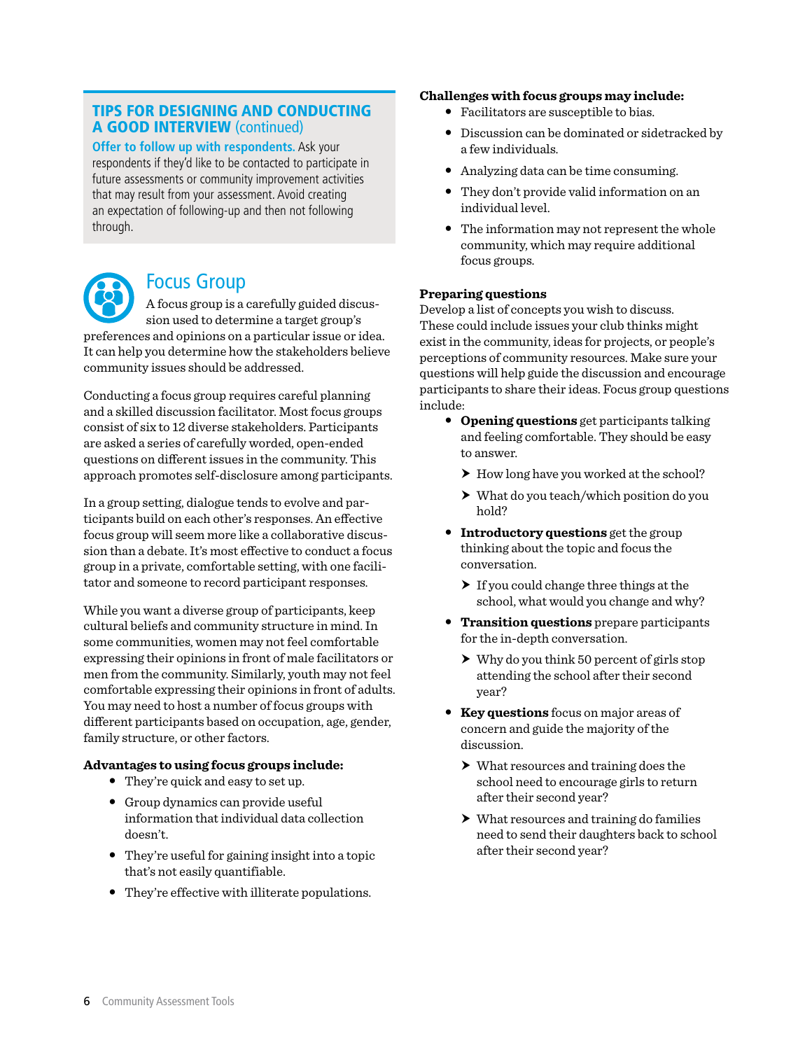## TIPS FOR DESIGNING AND CONDUCTING A GOOD INTERVIEW (continued)

**Offer to follow up with respondents.** Ask your respondents if they'd like to be contacted to participate in future assessments or community improvement activities that may result from your assessment. Avoid creating an expectation of following-up and then not following through.

## Focus Group

A focus group is a carefully guided discussion used to determine a target group's preferences and opinions on a particular issue or idea. It can help you determine how the stakeholders believe community issues should be addressed.

Conducting a focus group requires careful planning and a skilled discussion facilitator. Most focus groups consist of six to 12 diverse stakeholders. Participants are asked a series of carefully worded, open-ended questions on different issues in the community. This approach promotes self-disclosure among participants.

In a group setting, dialogue tends to evolve and participants build on each other's responses. An effective focus group will seem more like a collaborative discussion than a debate. It's most effective to conduct a focus group in a private, comfortable setting, with one facilitator and someone to record participant responses.

While you want a diverse group of participants, keep cultural beliefs and community structure in mind. In some communities, women may not feel comfortable expressing their opinions in front of male facilitators or men from the community. Similarly, youth may not feel comfortable expressing their opinions in front of adults. You may need to host a number of focus groups with different participants based on occupation, age, gender, family structure, or other factors.

**Advantages to using focus groups include:**

- They're quick and easy to set up.
- Group dynamics can provide useful information that individual data collection doesn't.
- They're useful for gaining insight into a topic that's not easily quantifiable.
- They're effective with illiterate populations.

**Challenges with focus groups may include:**

- Facilitators are susceptible to bias.
- Discussion can be dominated or sidetracked by a few individuals.
- Analyzing data can be time consuming.
- They don't provide valid information on an individual level.
- The information may not represent the whole community, which may require additional focus groups.

**Preparing questions**

Develop a list of concepts you wish to discuss. These could include issues your club thinks might exist in the community, ideas for projects, or people's perceptions of community resources. Make sure your questions will help guide the discussion and encourage participants to share their ideas. Focus group questions include:

- **Opening questions** get participants talking and feeling comfortable. They should be easy to answer.
  - How long have you worked at the school?
  - What do you teach/which position do you hold?
- **Introductory questions** get the group thinking about the topic and focus the conversation.
  - If you could change three things at the school, what would you change and why?
- **Transition questions** prepare participants for the in-depth conversation.
  - Why do you think 50 percent of girls stop attending the school after their second year?
- **Key questions** focus on major areas of concern and guide the majority of the discussion.
  - What resources and training does the school need to encourage girls to return after their second year?
  - What resources and training do families need to send their daughters back to school after their second year?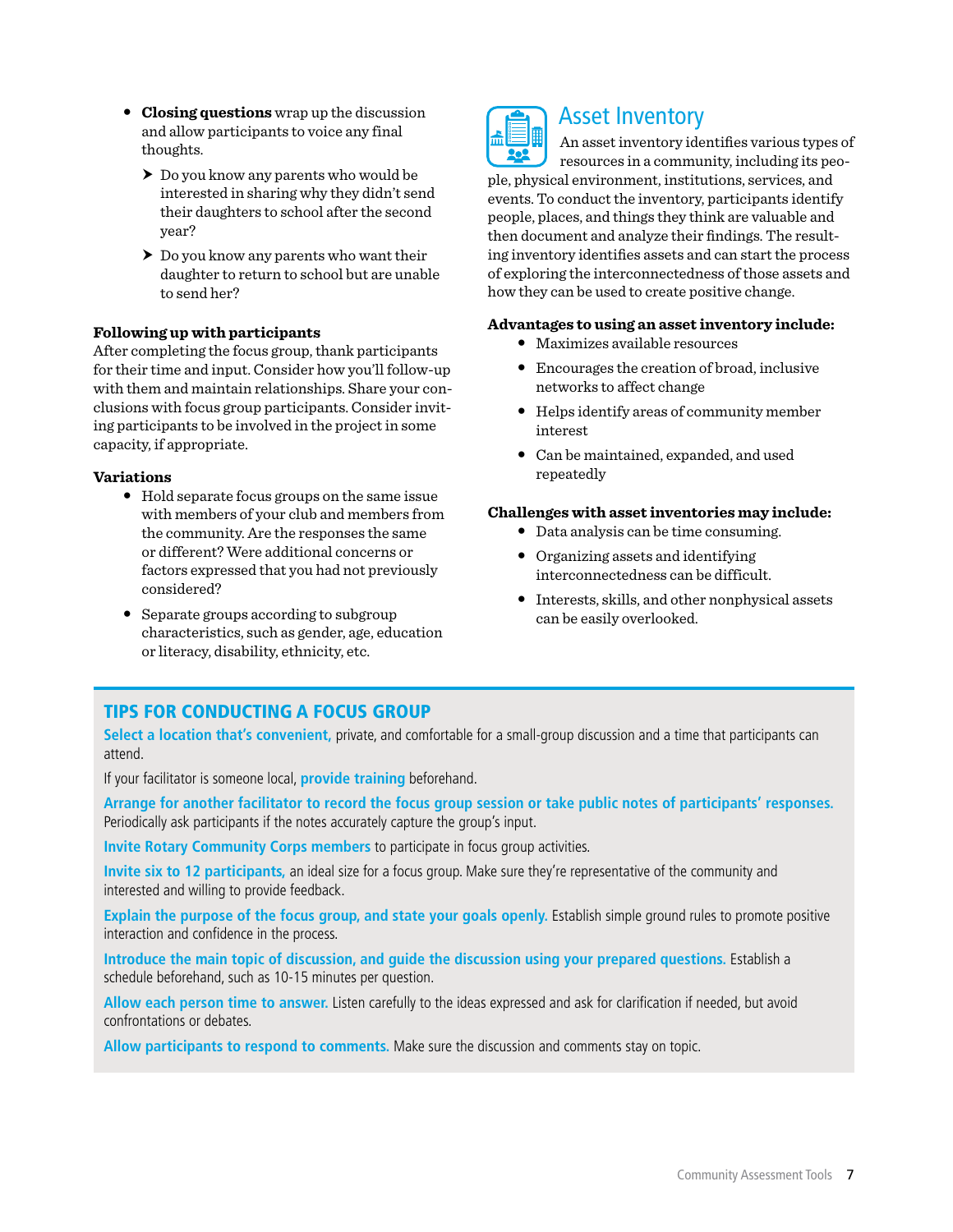- **Closing questions** wrap up the discussion and allow participants to voice any final thoughts.
  - Do you know any parents who would be interested in sharing why they didn't send their daughters to school after the second year?
  - Do you know any parents who want their daughter to return to school but are unable to send her?

**Following up with participants**

After completing the focus group, thank participants for their time and input. Consider how you'll follow-up with them and maintain relationships. Share your conclusions with focus group participants. Consider inviting participants to be involved in the project in some capacity, if appropriate.

**Variations**

- Hold separate focus groups on the same issue with members of your club and members from the community. Are the responses the same or different? Were additional concerns or factors expressed that you had not previously considered?
- Separate groups according to subgroup characteristics, such as gender, age, education or literacy, disability, ethnicity, etc.

## Asset Inventory

An asset inventory identifies various types of resources in a community, including its people, physical environment, institutions, services, and events. To conduct the inventory, participants identify people, places, and things they think are valuable and then document and analyze their findings. The resulting inventory identifies assets and can start the process of exploring the interconnectedness of those assets and how they can be used to create positive change.

**Advantages to using an asset inventory include:**

- Maximizes available resources
- Encourages the creation of broad, inclusive networks to affect change
- Helps identify areas of community member interest
- Can be maintained, expanded, and used repeatedly

**Challenges with asset inventories may include:**

- Data analysis can be time consuming.
- Organizing assets and identifying interconnectedness can be difficult.
- Interests, skills, and other nonphysical assets can be easily overlooked.

### TIPS FOR CONDUCTING A FOCUS GROUP

**Select a location that's convenient,** private, and comfortable for a small-group discussion and a time that participants can attend.

If your facilitator is someone local, **provide training** beforehand.

**Arrange for another facilitator to record the focus group session or take public notes of participants' responses.** Periodically ask participants if the notes accurately capture the group's input.

**Invite Rotary Community Corps members** to participate in focus group activities.

**Invite six to 12 participants,** an ideal size for a focus group. Make sure they're representative of the community and interested and willing to provide feedback.

**Explain the purpose of the focus group, and state your goals openly.** Establish simple ground rules to promote positive interaction and confidence in the process.

**Introduce the main topic of discussion, and guide the discussion using your prepared questions.** Establish a schedule beforehand, such as 10-15 minutes per question.

**Allow each person time to answer.** Listen carefully to the ideas expressed and ask for clarification if needed, but avoid confrontations or debates.

**Allow participants to respond to comments.** Make sure the discussion and comments stay on topic.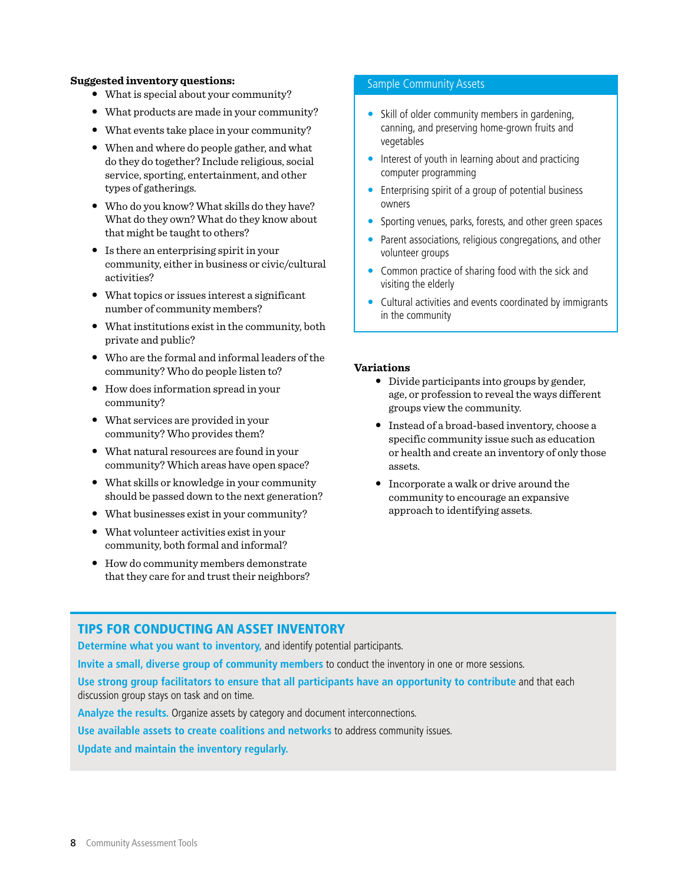**Suggested inventory questions:**

- What is special about your community?
- What products are made in your community?
- What events take place in your community?
- When and where do people gather, and what do they do together? Include religious, social service, sporting, entertainment, and other types of gatherings.
- Who do you know? What skills do they have? What do they own? What do they know about that might be taught to others?
- Is there an enterprising spirit in your community, either in business or civic/cultural activities?
- What topics or issues interest a significant number of community members?
- What institutions exist in the community, both private and public?
- Who are the formal and informal leaders of the community? Who do people listen to?
- How does information spread in your community?
- What services are provided in your community? Who provides them?
- What natural resources are found in your community? Which areas have open space?
- What skills or knowledge in your community should be passed down to the next generation?
- What businesses exist in your community?
- What volunteer activities exist in your community, both formal and informal?
- How do community members demonstrate that they care for and trust their neighbors?

### Sample Community Assets

- Skill of older community members in gardening, canning, and preserving home-grown fruits and vegetables
- Interest of youth in learning about and practicing computer programming
- Enterprising spirit of a group of potential business owners
- Sporting venues, parks, forests, and other green spaces
- Parent associations, religious congregations, and other volunteer groups
- Common practice of sharing food with the sick and visiting the elderly
- Cultural activities and events coordinated by immigrants in the community

**Variations**

- Divide participants into groups by gender, age, or profession to reveal the ways different groups view the community.
- Instead of a broad-based inventory, choose a specific community issue such as education or health and create an inventory of only those assets.
- Incorporate a walk or drive around the community to encourage an expansive approach to identifying assets.

## TIPS FOR CONDUCTING AN ASSET INVENTORY

**Determine what you want to inventory,** and identify potential participants.

**Invite a small, diverse group of community members** to conduct the inventory in one or more sessions.

**Use strong group facilitators to ensure that all participants have an opportunity to contribute** and that each discussion group stays on task and on time.

**Analyze the results.** Organize assets by category and document interconnections.

**Use available assets to create coalitions and networks** to address community issues.

**Update and maintain the inventory regularly.**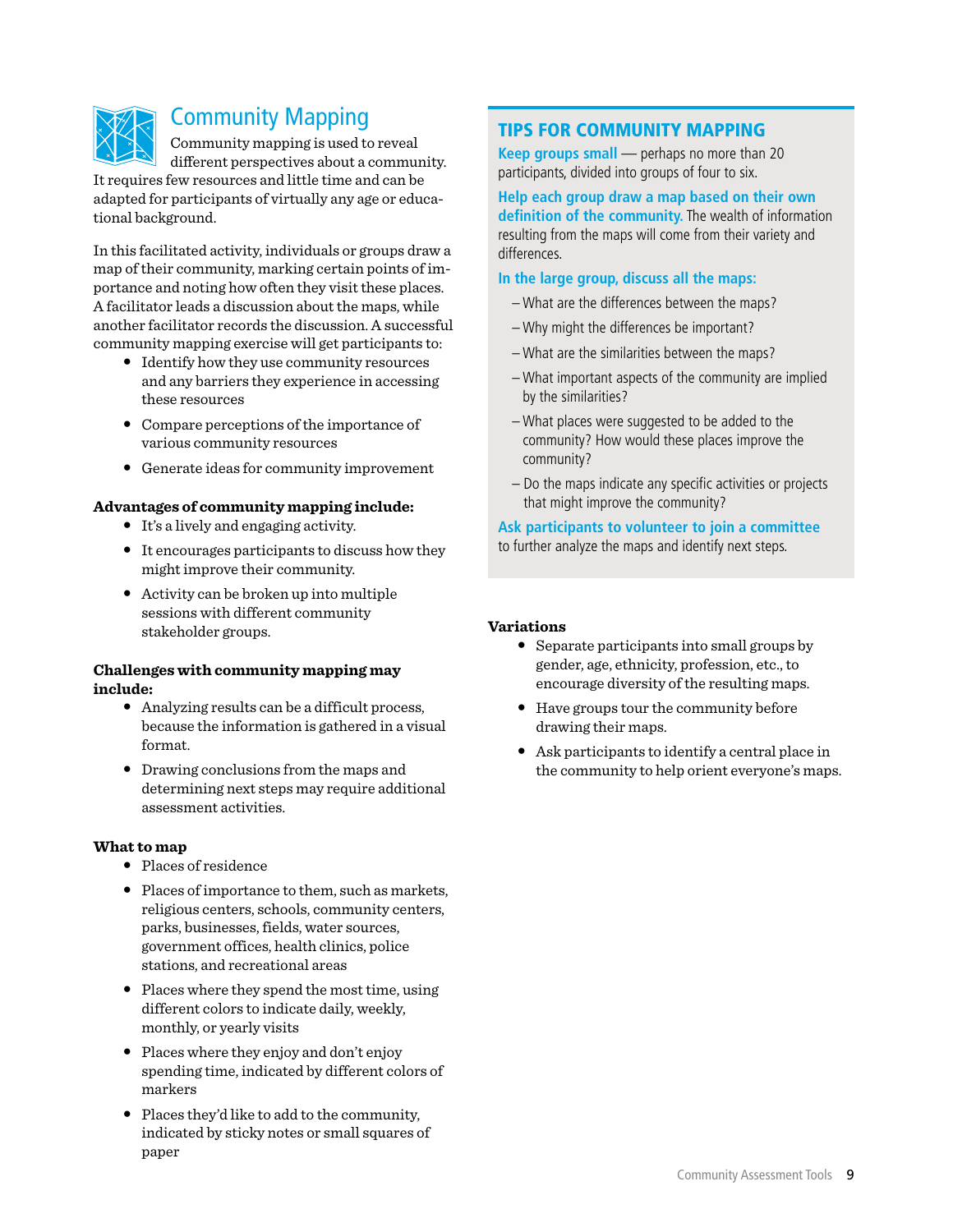## Community Mapping

Community mapping is used to reveal different perspectives about a community. It requires few resources and little time and can be adapted for participants of virtually any age or educational background.

In this facilitated activity, individuals or groups draw a map of their community, marking certain points of importance and noting how often they visit these places. A facilitator leads a discussion about the maps, while another facilitator records the discussion. A successful community mapping exercise will get participants to:

- Identify how they use community resources and any barriers they experience in accessing these resources
- Compare perceptions of the importance of various community resources
- Generate ideas for community improvement

**Advantages of community mapping include:**

- It's a lively and engaging activity.
- It encourages participants to discuss how they might improve their community.
- Activity can be broken up into multiple sessions with different community stakeholder groups.

**Challenges with community mapping may include:**

- Analyzing results can be a difficult process, because the information is gathered in a visual format.
- Drawing conclusions from the maps and determining next steps may require additional assessment activities.

**What to map**

- Places of residence
- Places of importance to them, such as markets, religious centers, schools, community centers, parks, businesses, fields, water sources, government offices, health clinics, police stations, and recreational areas
- Places where they spend the most time, using different colors to indicate daily, weekly, monthly, or yearly visits
- Places where they enjoy and don't enjoy spending time, indicated by different colors of markers
- Places they'd like to add to the community, indicated by sticky notes or small squares of paper

### TIPS FOR COMMUNITY MAPPING

**Keep groups small** — perhaps no more than 20 participants, divided into groups of four to six.

**Help each group draw a map based on their own definition of the community.** The wealth of information resulting from the maps will come from their variety and differences.

**In the large group, discuss all the maps:**

- What are the differences between the maps?
- Why might the differences be important?
- What are the similarities between the maps?
- What important aspects of the community are implied by the similarities?
- What places were suggested to be added to the community? How would these places improve the community?
- Do the maps indicate any specific activities or projects that might improve the community?

**Ask participants to volunteer to join a committee** to further analyze the maps and identify next steps.

**Variations**

- Separate participants into small groups by gender, age, ethnicity, profession, etc., to encourage diversity of the resulting maps.
- Have groups tour the community before drawing their maps.
- Ask participants to identify a central place in the community to help orient everyone's maps.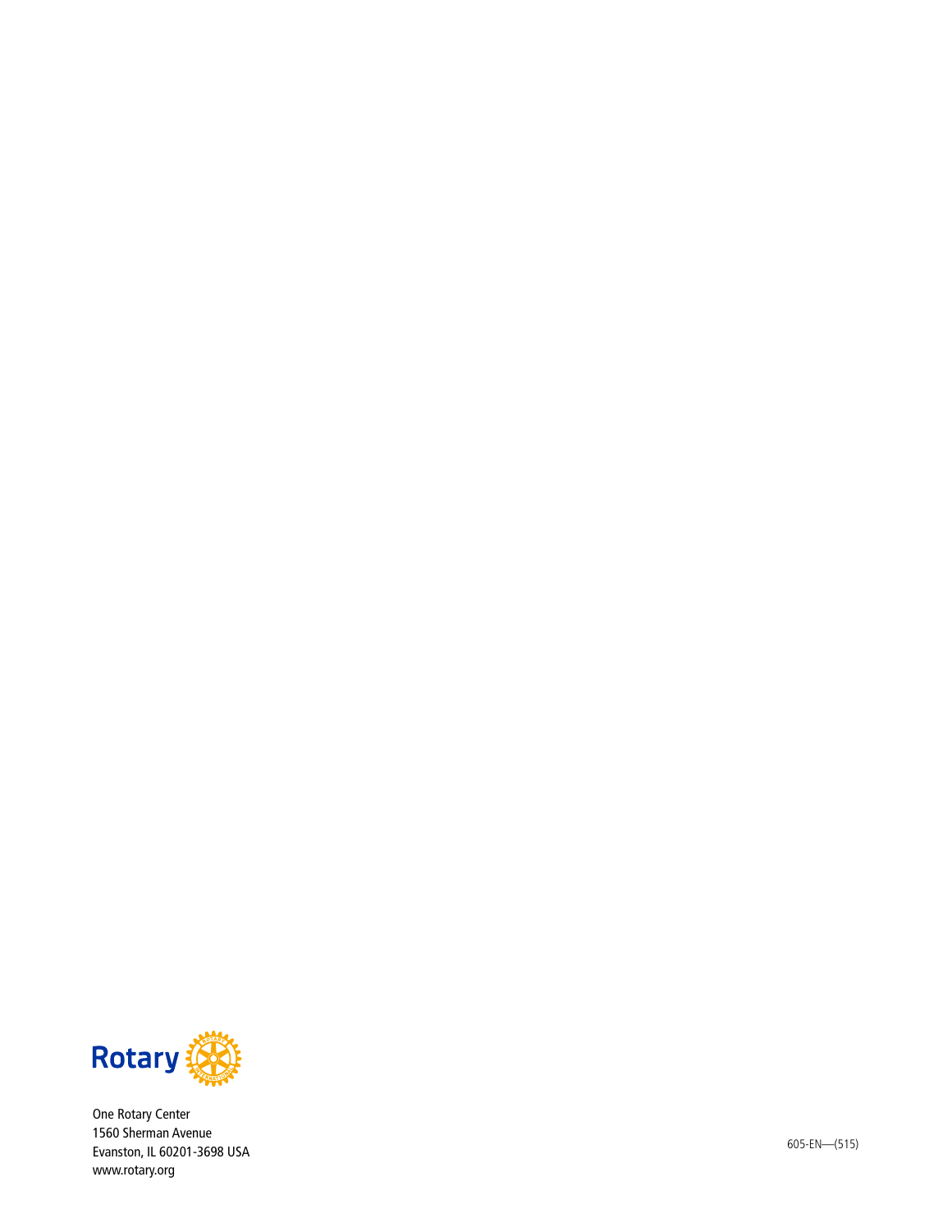Rotary

One Rotary Center
1560 Sherman Avenue
Evanston, IL 60201-3698 USA
www.rotary.org

605-EN—(515)